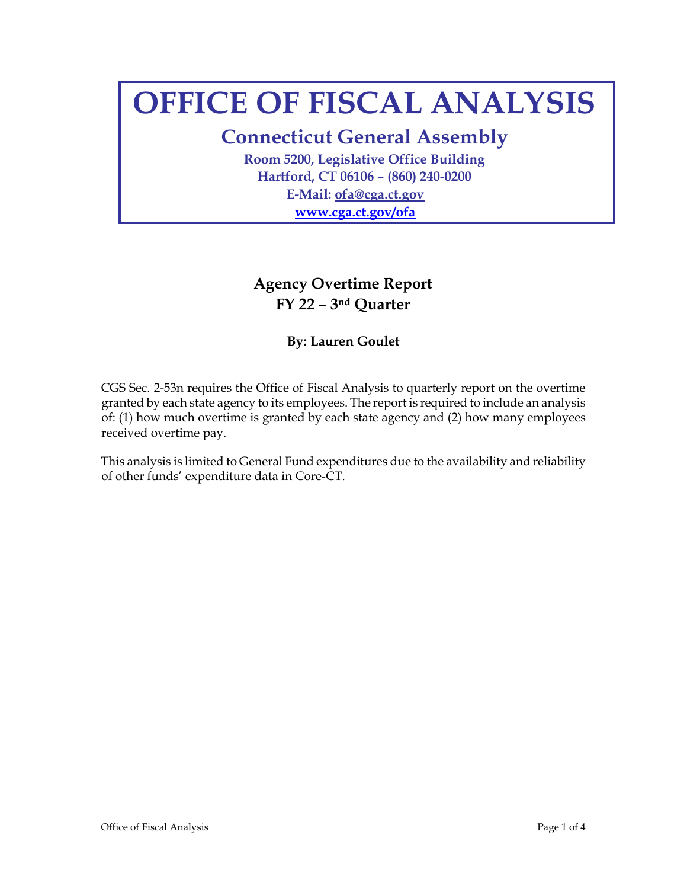# OFFICE OF FISCAL ANALYSIS

## Connecticut General Assembly

**Room 5200, Legislative Office Building**
**Hartford, CT 06106 – (860) 240-0200**
**E-Mail: ofa@cga.ct.gov**
**www.cga.ct.gov/ofa**

## Agency Overtime Report
## FY 22 – 3nd Quarter

**By: Lauren Goulet**

CGS Sec. 2-53n requires the Office of Fiscal Analysis to quarterly report on the overtime granted by each state agency to its employees. The report is required to include an analysis of: (1) how much overtime is granted by each state agency and (2) how many employees received overtime pay.

This analysis is limited to General Fund expenditures due to the availability and reliability of other funds' expenditure data in Core-CT.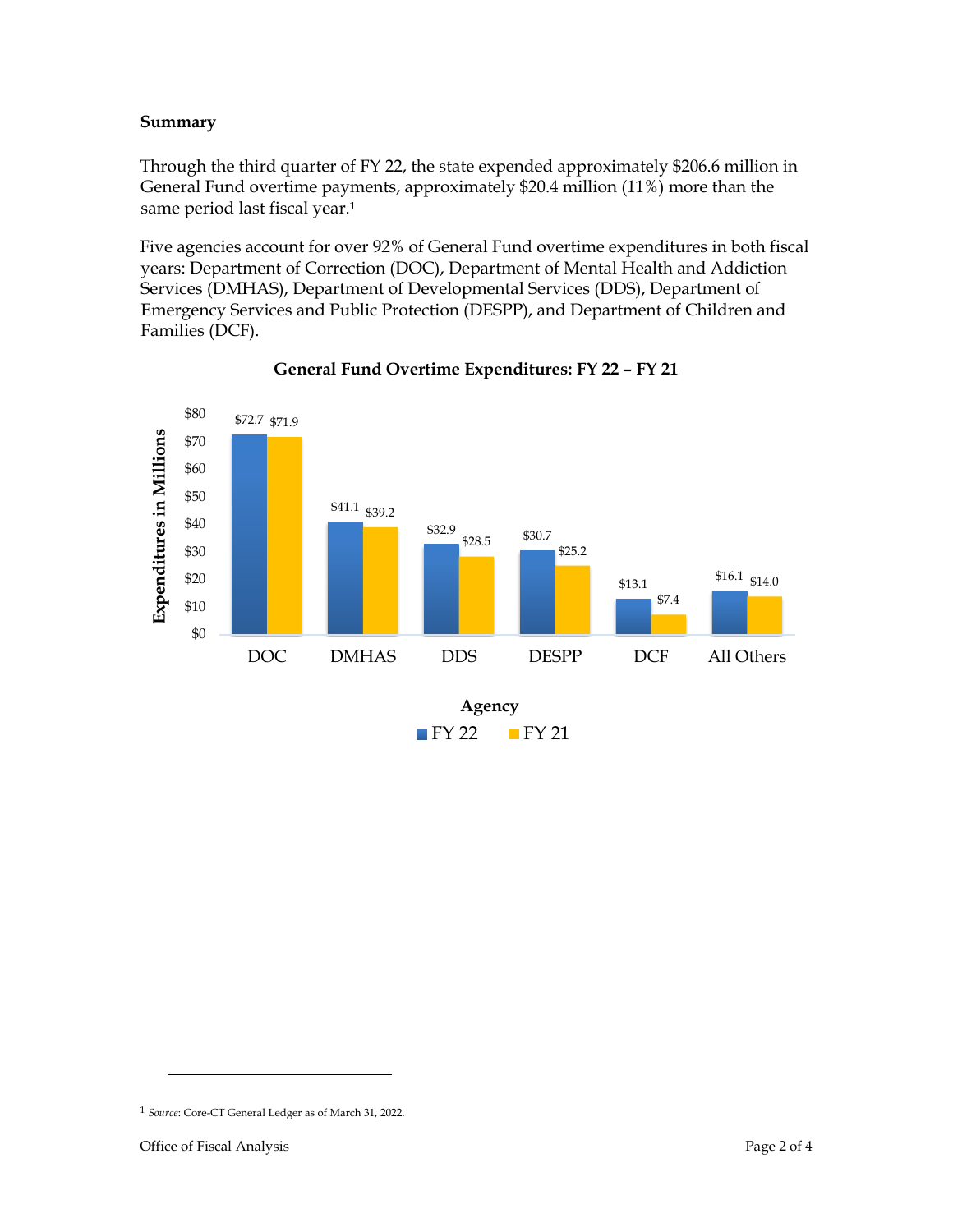**Summary**

Through the third quarter of FY 22, the state expended approximately $206.6 million in General Fund overtime payments, approximately $20.4 million (11%) more than the same period last fiscal year.[1]

Five agencies account for over 92% of General Fund overtime expenditures in both fiscal years: Department of Correction (DOC), Department of Mental Health and Addiction Services (DMHAS), Department of Developmental Services (DDS), Department of Emergency Services and Public Protection (DESPP), and Department of Children and Families (DCF).

**General Fund Overtime Expenditures: FY 22 – FY 21**

| Agency | FY 22 | FY 21 |
|---|---|---|
| DOC | $72.7 | $71.9 |
| DMHAS | $41.1 | $39.2 |
| DDS | $32.9 | $28.5 |
| DESPP | $30.7 | $25.2 |
| DCF | $13.1 | $7.4 |
| All Others | $16.1 | $14.0 |

Expenditures in Millions

[1] *Source*: Core-CT General Ledger as of March 31, 2022.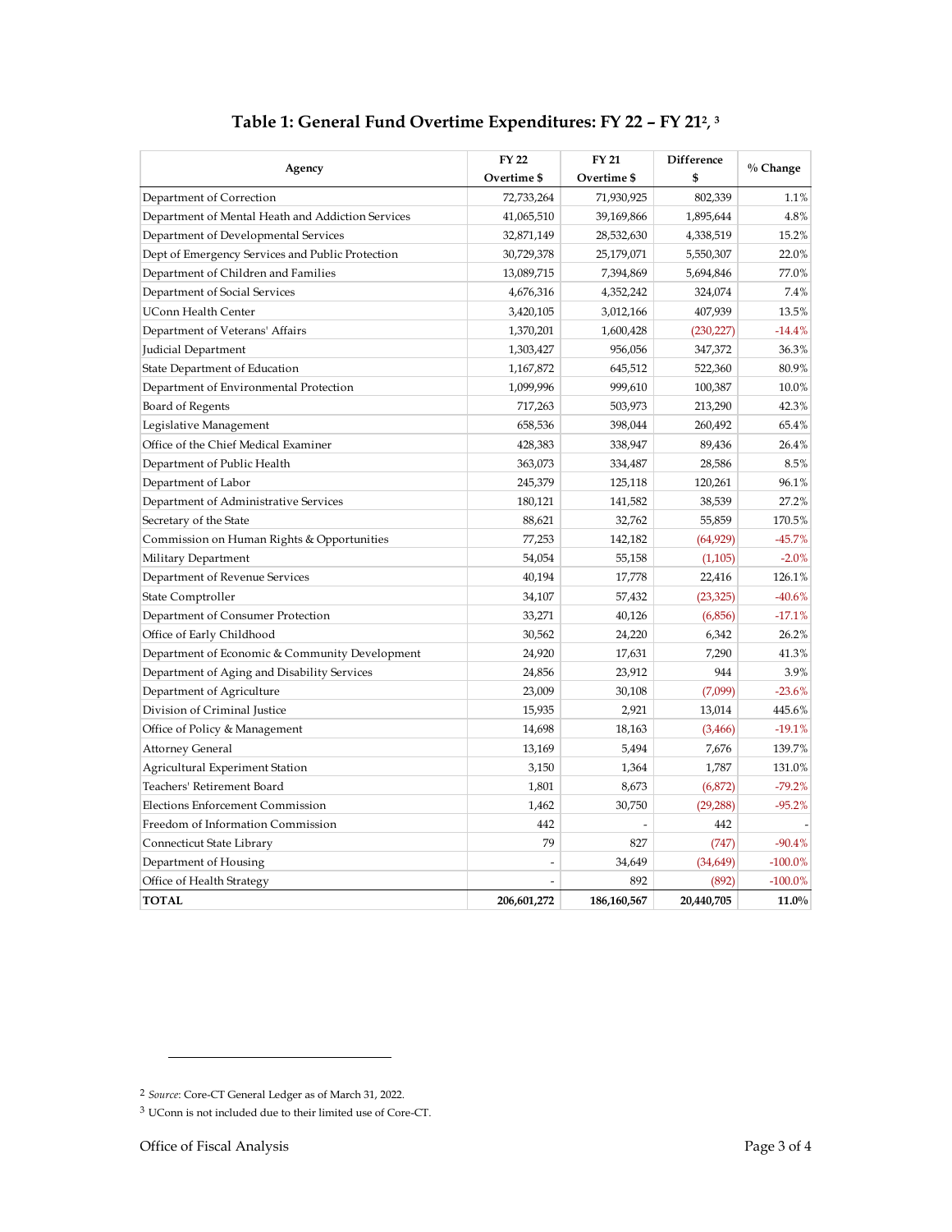## Table 1: General Fund Overtime Expenditures: FY 22 – FY 21[2], [3]

| Agency | FY 22 Overtime $ | FY 21 Overtime $ | Difference $ | % Change |
|---|---|---|---|---|
| Department of Correction | 72,733,264 | 71,930,925 | 802,339 | 1.1% |
| Department of Mental Heath and Addiction Services | 41,065,510 | 39,169,866 | 1,895,644 | 4.8% |
| Department of Developmental Services | 32,871,149 | 28,532,630 | 4,338,519 | 15.2% |
| Dept of Emergency Services and Public Protection | 30,729,378 | 25,179,071 | 5,550,307 | 22.0% |
| Department of Children and Families | 13,089,715 | 7,394,869 | 5,694,846 | 77.0% |
| Department of Social Services | 4,676,316 | 4,352,242 | 324,074 | 7.4% |
| UConn Health Center | 3,420,105 | 3,012,166 | 407,939 | 13.5% |
| Department of Veterans' Affairs | 1,370,201 | 1,600,428 | (230,227) | -14.4% |
| Judicial Department | 1,303,427 | 956,056 | 347,372 | 36.3% |
| State Department of Education | 1,167,872 | 645,512 | 522,360 | 80.9% |
| Department of Environmental Protection | 1,099,996 | 999,610 | 100,387 | 10.0% |
| Board of Regents | 717,263 | 503,973 | 213,290 | 42.3% |
| Legislative Management | 658,536 | 398,044 | 260,492 | 65.4% |
| Office of the Chief Medical Examiner | 428,383 | 338,947 | 89,436 | 26.4% |
| Department of Public Health | 363,073 | 334,487 | 28,586 | 8.5% |
| Department of Labor | 245,379 | 125,118 | 120,261 | 96.1% |
| Department of Administrative Services | 180,121 | 141,582 | 38,539 | 27.2% |
| Secretary of the State | 88,621 | 32,762 | 55,859 | 170.5% |
| Commission on Human Rights & Opportunities | 77,253 | 142,182 | (64,929) | -45.7% |
| Military Department | 54,054 | 55,158 | (1,105) | -2.0% |
| Department of Revenue Services | 40,194 | 17,778 | 22,416 | 126.1% |
| State Comptroller | 34,107 | 57,432 | (23,325) | -40.6% |
| Department of Consumer Protection | 33,271 | 40,126 | (6,856) | -17.1% |
| Office of Early Childhood | 30,562 | 24,220 | 6,342 | 26.2% |
| Department of Economic & Community Development | 24,920 | 17,631 | 7,290 | 41.3% |
| Department of Aging and Disability Services | 24,856 | 23,912 | 944 | 3.9% |
| Department of Agriculture | 23,009 | 30,108 | (7,099) | -23.6% |
| Division of Criminal Justice | 15,935 | 2,921 | 13,014 | 445.6% |
| Office of Policy & Management | 14,698 | 18,163 | (3,466) | -19.1% |
| Attorney General | 13,169 | 5,494 | 7,676 | 139.7% |
| Agricultural Experiment Station | 3,150 | 1,364 | 1,787 | 131.0% |
| Teachers' Retirement Board | 1,801 | 8,673 | (6,872) | -79.2% |
| Elections Enforcement Commission | 1,462 | 30,750 | (29,288) | -95.2% |
| Freedom of Information Commission | 442 | - | 442 | - |
| Connecticut State Library | 79 | 827 | (747) | -90.4% |
| Department of Housing | - | 34,649 | (34,649) | -100.0% |
| Office of Health Strategy | - | 892 | (892) | -100.0% |
| **TOTAL** | **206,601,272** | **186,160,567** | **20,440,705** | **11.0%** |

[2] *Source*: Core-CT General Ledger as of March 31, 2022.

[3] UConn is not included due to their limited use of Core-CT.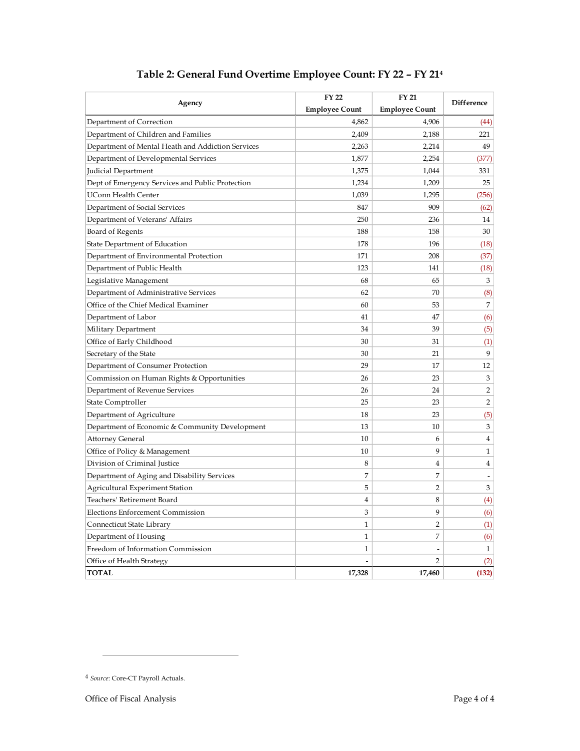## Table 2: General Fund Overtime Employee Count: FY 22 – FY 21[4]

| Agency | FY 22 Employee Count | FY 21 Employee Count | Difference |
|---|---|---|---|
| Department of Correction | 4,862 | 4,906 | (44) |
| Department of Children and Families | 2,409 | 2,188 | 221 |
| Department of Mental Heath and Addiction Services | 2,263 | 2,214 | 49 |
| Department of Developmental Services | 1,877 | 2,254 | (377) |
| Judicial Department | 1,375 | 1,044 | 331 |
| Dept of Emergency Services and Public Protection | 1,234 | 1,209 | 25 |
| UConn Health Center | 1,039 | 1,295 | (256) |
| Department of Social Services | 847 | 909 | (62) |
| Department of Veterans' Affairs | 250 | 236 | 14 |
| Board of Regents | 188 | 158 | 30 |
| State Department of Education | 178 | 196 | (18) |
| Department of Environmental Protection | 171 | 208 | (37) |
| Department of Public Health | 123 | 141 | (18) |
| Legislative Management | 68 | 65 | 3 |
| Department of Administrative Services | 62 | 70 | (8) |
| Office of the Chief Medical Examiner | 60 | 53 | 7 |
| Department of Labor | 41 | 47 | (6) |
| Military Department | 34 | 39 | (5) |
| Office of Early Childhood | 30 | 31 | (1) |
| Secretary of the State | 30 | 21 | 9 |
| Department of Consumer Protection | 29 | 17 | 12 |
| Commission on Human Rights & Opportunities | 26 | 23 | 3 |
| Department of Revenue Services | 26 | 24 | 2 |
| State Comptroller | 25 | 23 | 2 |
| Department of Agriculture | 18 | 23 | (5) |
| Department of Economic & Community Development | 13 | 10 | 3 |
| Attorney General | 10 | 6 | 4 |
| Office of Policy & Management | 10 | 9 | 1 |
| Division of Criminal Justice | 8 | 4 | 4 |
| Department of Aging and Disability Services | 7 | 7 | - |
| Agricultural Experiment Station | 5 | 2 | 3 |
| Teachers' Retirement Board | 4 | 8 | (4) |
| Elections Enforcement Commission | 3 | 9 | (6) |
| Connecticut State Library | 1 | 2 | (1) |
| Department of Housing | 1 | 7 | (6) |
| Freedom of Information Commission | 1 | - | 1 |
| Office of Health Strategy | - | 2 | (2) |
| **TOTAL** | **17,328** | **17,460** | **(132)** |

[4] *Source*: Core-CT Payroll Actuals.